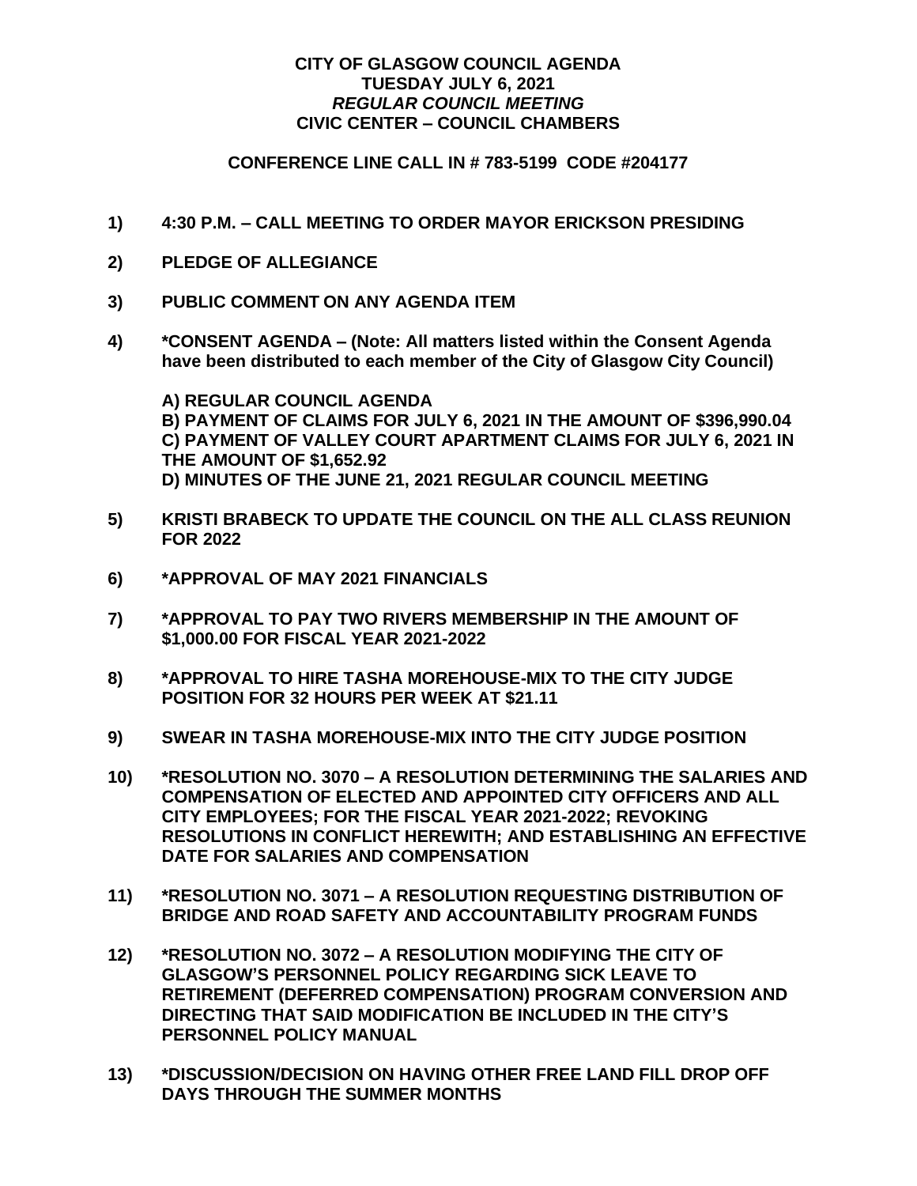**CITY OF GLASGOW COUNCIL AGENDA**
**TUESDAY JULY 6, 2021**
***REGULAR COUNCIL MEETING***
**CIVIC CENTER – COUNCIL CHAMBERS**

**CONFERENCE LINE CALL IN # 783-5199 CODE #204177**

**1) 4:30 P.M. – CALL MEETING TO ORDER MAYOR ERICKSON PRESIDING**

**2) PLEDGE OF ALLEGIANCE**

**3) PUBLIC COMMENT ON ANY AGENDA ITEM**

**4) *CONSENT AGENDA – (Note: All matters listed within the Consent Agenda have been distributed to each member of the City of Glasgow City Council)**

**A) REGULAR COUNCIL AGENDA**
**B) PAYMENT OF CLAIMS FOR JULY 6, 2021 IN THE AMOUNT OF $396,990.04**
**C) PAYMENT OF VALLEY COURT APARTMENT CLAIMS FOR JULY 6, 2021 IN THE AMOUNT OF $1,652.92**
**D) MINUTES OF THE JUNE 21, 2021 REGULAR COUNCIL MEETING**

**5) KRISTI BRABECK TO UPDATE THE COUNCIL ON THE ALL CLASS REUNION FOR 2022**

**6) *APPROVAL OF MAY 2021 FINANCIALS**

**7) *APPROVAL TO PAY TWO RIVERS MEMBERSHIP IN THE AMOUNT OF $1,000.00 FOR FISCAL YEAR 2021-2022**

**8) *APPROVAL TO HIRE TASHA MOREHOUSE-MIX TO THE CITY JUDGE POSITION FOR 32 HOURS PER WEEK AT $21.11**

**9) SWEAR IN TASHA MOREHOUSE-MIX INTO THE CITY JUDGE POSITION**

**10) *RESOLUTION NO. 3070 – A RESOLUTION DETERMINING THE SALARIES AND COMPENSATION OF ELECTED AND APPOINTED CITY OFFICERS AND ALL CITY EMPLOYEES; FOR THE FISCAL YEAR 2021-2022; REVOKING RESOLUTIONS IN CONFLICT HEREWITH; AND ESTABLISHING AN EFFECTIVE DATE FOR SALARIES AND COMPENSATION**

**11) *RESOLUTION NO. 3071 – A RESOLUTION REQUESTING DISTRIBUTION OF BRIDGE AND ROAD SAFETY AND ACCOUNTABILITY PROGRAM FUNDS**

**12) *RESOLUTION NO. 3072 – A RESOLUTION MODIFYING THE CITY OF GLASGOW'S PERSONNEL POLICY REGARDING SICK LEAVE TO RETIREMENT (DEFERRED COMPENSATION) PROGRAM CONVERSION AND DIRECTING THAT SAID MODIFICATION BE INCLUDED IN THE CITY'S PERSONNEL POLICY MANUAL**

**13) *DISCUSSION/DECISION ON HAVING OTHER FREE LAND FILL DROP OFF DAYS THROUGH THE SUMMER MONTHS**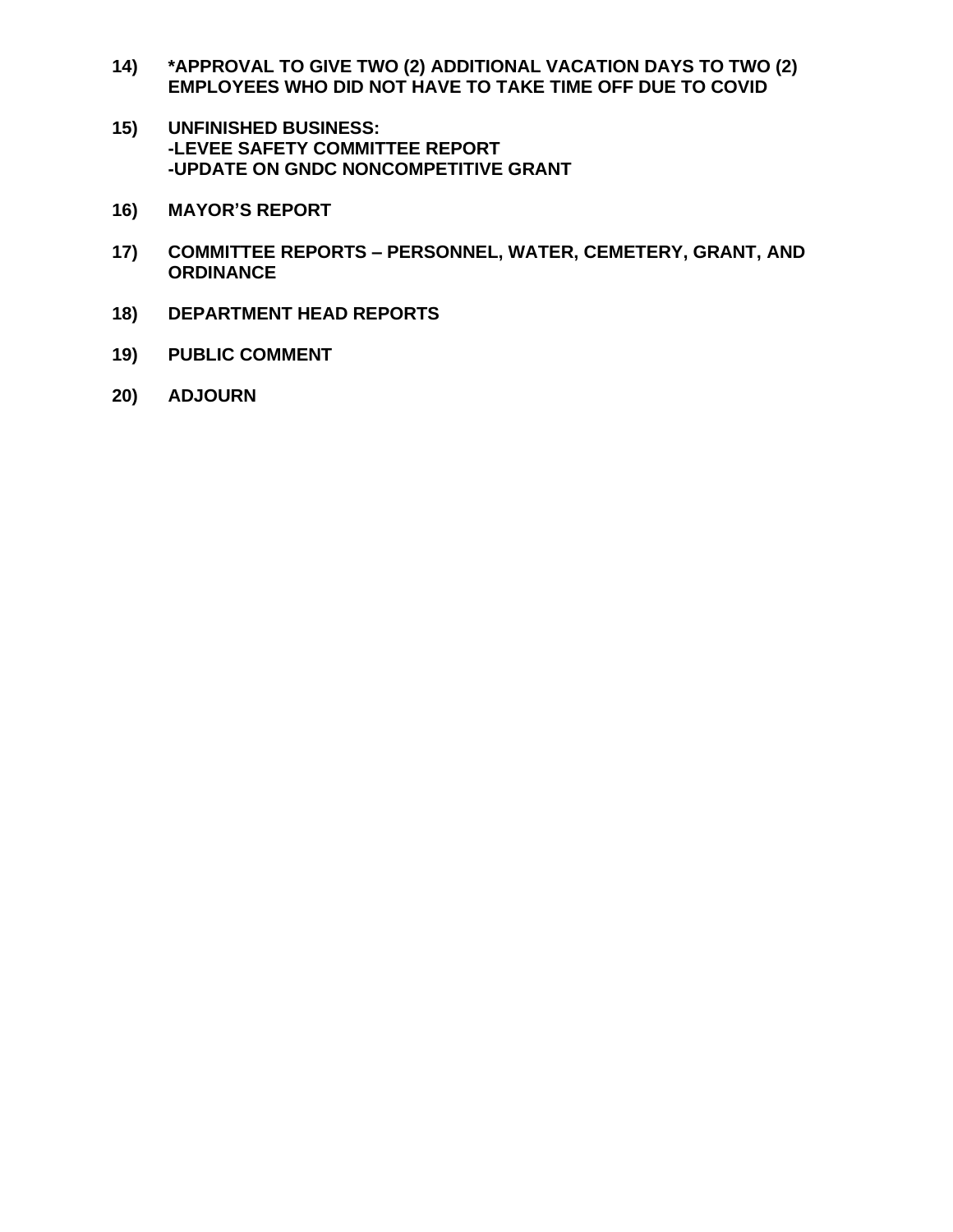14) **\*APPROVAL TO GIVE TWO (2) ADDITIONAL VACATION DAYS TO TWO (2) EMPLOYEES WHO DID NOT HAVE TO TAKE TIME OFF DUE TO COVID**

15) **UNFINISHED BUSINESS:**
**-LEVEE SAFETY COMMITTEE REPORT**
**-UPDATE ON GNDC NONCOMPETITIVE GRANT**

16) **MAYOR'S REPORT**

17) **COMMITTEE REPORTS – PERSONNEL, WATER, CEMETERY, GRANT, AND ORDINANCE**

18) **DEPARTMENT HEAD REPORTS**

19) **PUBLIC COMMENT**

20) **ADJOURN**